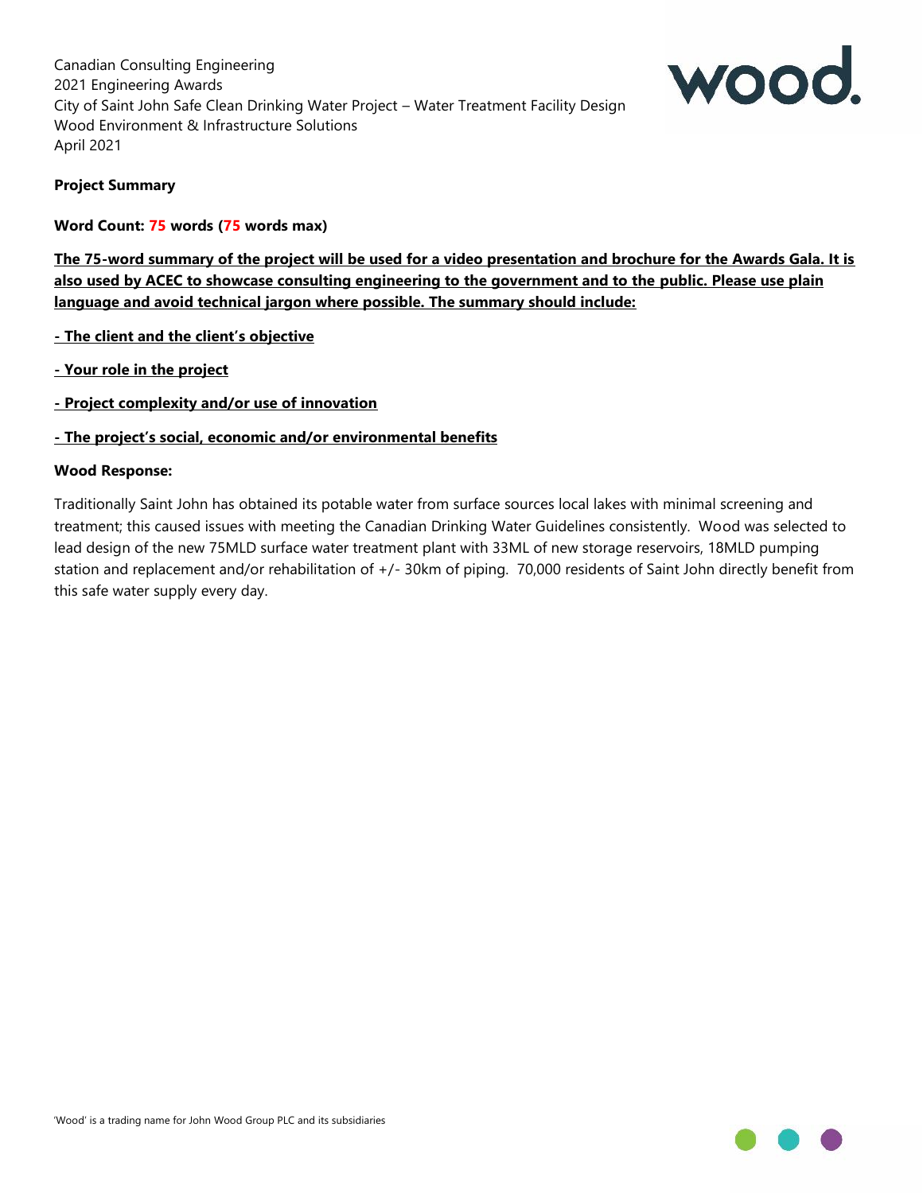Canadian Consulting Engineering
2021 Engineering Awards
City of Saint John Safe Clean Drinking Water Project – Water Treatment Facility Design
Wood Environment & Infrastructure Solutions
April 2021

**Project Summary**

**Word Count: 75 words (75 words max)**

**The 75-word summary of the project will be used for a video presentation and brochure for the Awards Gala. It is also used by ACEC to showcase consulting engineering to the government and to the public. Please use plain language and avoid technical jargon where possible. The summary should include:**

**- The client and the client's objective**

**- Your role in the project**

**- Project complexity and/or use of innovation**

**- The project's social, economic and/or environmental benefits**

**Wood Response:**

Traditionally Saint John has obtained its potable water from surface sources local lakes with minimal screening and treatment; this caused issues with meeting the Canadian Drinking Water Guidelines consistently. Wood was selected to lead design of the new 75MLD surface water treatment plant with 33ML of new storage reservoirs, 18MLD pumping station and replacement and/or rehabilitation of +/- 30km of piping. 70,000 residents of Saint John directly benefit from this safe water supply every day.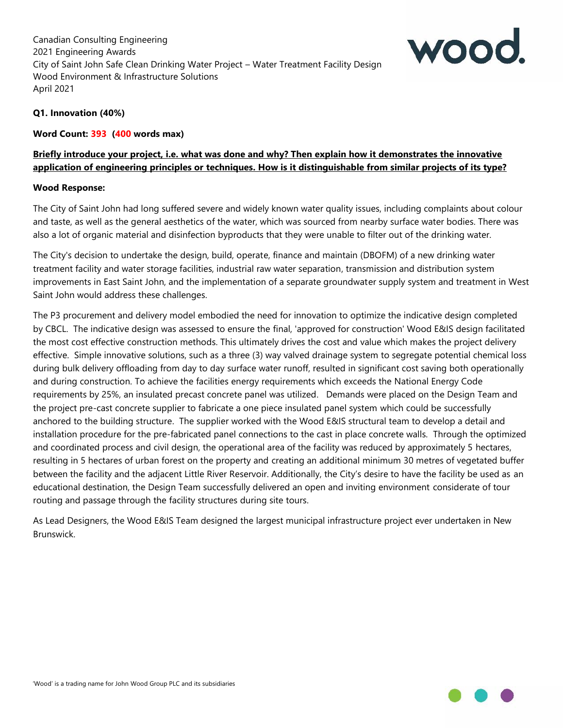Canadian Consulting Engineering
2021 Engineering Awards
City of Saint John Safe Clean Drinking Water Project – Water Treatment Facility Design
Wood Environment & Infrastructure Solutions
April 2021

**Q1. Innovation (40%)**

**Word Count: 393 (400 words max)**

**Briefly introduce your project, i.e. what was done and why? Then explain how it demonstrates the innovative application of engineering principles or techniques. How is it distinguishable from similar projects of its type?**

**Wood Response:**

The City of Saint John had long suffered severe and widely known water quality issues, including complaints about colour and taste, as well as the general aesthetics of the water, which was sourced from nearby surface water bodies. There was also a lot of organic material and disinfection byproducts that they were unable to filter out of the drinking water.

The City's decision to undertake the design, build, operate, finance and maintain (DBOFM) of a new drinking water treatment facility and water storage facilities, industrial raw water separation, transmission and distribution system improvements in East Saint John, and the implementation of a separate groundwater supply system and treatment in West Saint John would address these challenges.

The P3 procurement and delivery model embodied the need for innovation to optimize the indicative design completed by CBCL. The indicative design was assessed to ensure the final, 'approved for construction' Wood E&IS design facilitated the most cost effective construction methods. This ultimately drives the cost and value which makes the project delivery effective. Simple innovative solutions, such as a three (3) way valved drainage system to segregate potential chemical loss during bulk delivery offloading from day to day surface water runoff, resulted in significant cost saving both operationally and during construction. To achieve the facilities energy requirements which exceeds the National Energy Code requirements by 25%, an insulated precast concrete panel was utilized. Demands were placed on the Design Team and the project pre-cast concrete supplier to fabricate a one piece insulated panel system which could be successfully anchored to the building structure. The supplier worked with the Wood E&IS structural team to develop a detail and installation procedure for the pre-fabricated panel connections to the cast in place concrete walls. Through the optimized and coordinated process and civil design, the operational area of the facility was reduced by approximately 5 hectares, resulting in 5 hectares of urban forest on the property and creating an additional minimum 30 metres of vegetated buffer between the facility and the adjacent Little River Reservoir. Additionally, the City's desire to have the facility be used as an educational destination, the Design Team successfully delivered an open and inviting environment considerate of tour routing and passage through the facility structures during site tours.

As Lead Designers, the Wood E&IS Team designed the largest municipal infrastructure project ever undertaken in New Brunswick.

'Wood' is a trading name for John Wood Group PLC and its subsidiaries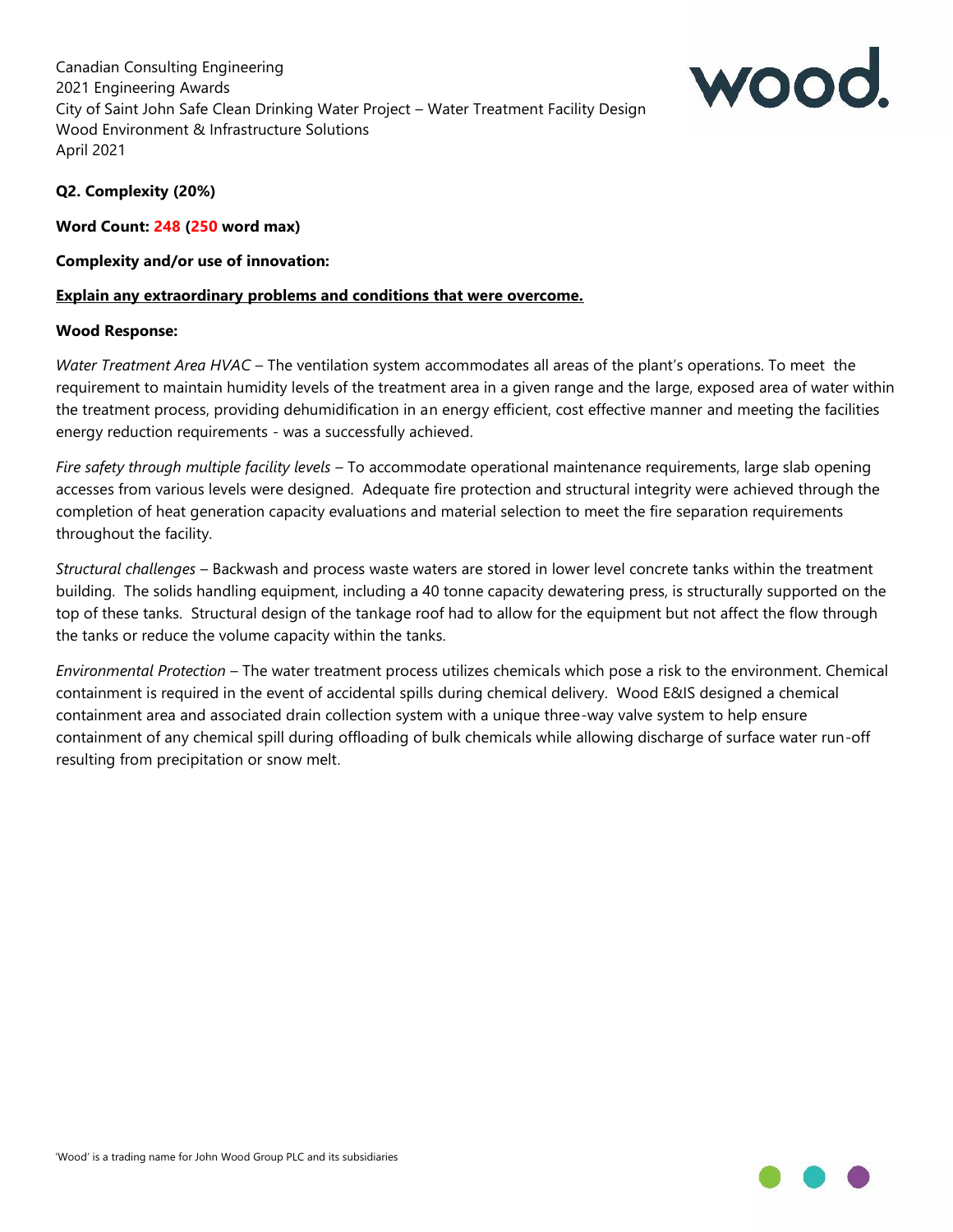Canadian Consulting Engineering
2021 Engineering Awards
City of Saint John Safe Clean Drinking Water Project – Water Treatment Facility Design
Wood Environment & Infrastructure Solutions
April 2021

**Q2. Complexity (20%)**

**Word Count: 248 (250 word max)**

**Complexity and/or use of innovation:**

**Explain any extraordinary problems and conditions that were overcome.**

**Wood Response:**

*Water Treatment Area HVAC* – The ventilation system accommodates all areas of the plant's operations. To meet the requirement to maintain humidity levels of the treatment area in a given range and the large, exposed area of water within the treatment process, providing dehumidification in an energy efficient, cost effective manner and meeting the facilities energy reduction requirements - was a successfully achieved.

*Fire safety through multiple facility levels* – To accommodate operational maintenance requirements, large slab opening accesses from various levels were designed. Adequate fire protection and structural integrity were achieved through the completion of heat generation capacity evaluations and material selection to meet the fire separation requirements throughout the facility.

*Structural challenges* – Backwash and process waste waters are stored in lower level concrete tanks within the treatment building. The solids handling equipment, including a 40 tonne capacity dewatering press, is structurally supported on the top of these tanks. Structural design of the tankage roof had to allow for the equipment but not affect the flow through the tanks or reduce the volume capacity within the tanks.

*Environmental Protection* – The water treatment process utilizes chemicals which pose a risk to the environment. Chemical containment is required in the event of accidental spills during chemical delivery. Wood E&IS designed a chemical containment area and associated drain collection system with a unique three-way valve system to help ensure containment of any chemical spill during offloading of bulk chemicals while allowing discharge of surface water run-off resulting from precipitation or snow melt.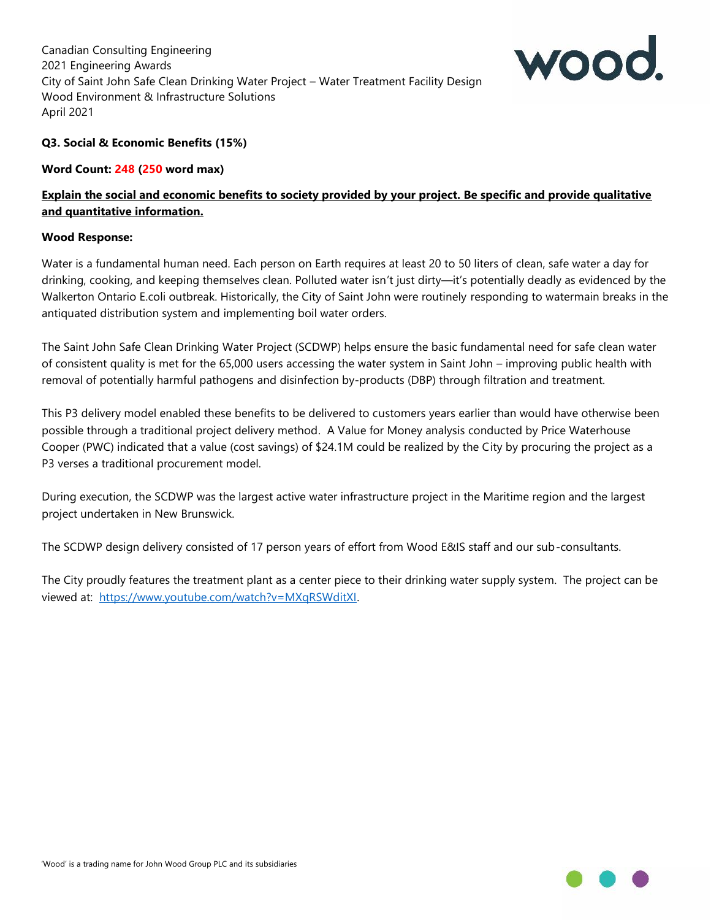Canadian Consulting Engineering
2021 Engineering Awards
City of Saint John Safe Clean Drinking Water Project – Water Treatment Facility Design
Wood Environment & Infrastructure Solutions
April 2021

**Q3. Social & Economic Benefits (15%)**

**Word Count: 248 (250 word max)**

**Explain the social and economic benefits to society provided by your project. Be specific and provide qualitative and quantitative information.**

**Wood Response:**

Water is a fundamental human need. Each person on Earth requires at least 20 to 50 liters of clean, safe water a day for drinking, cooking, and keeping themselves clean. Polluted water isn't just dirty—it's potentially deadly as evidenced by the Walkerton Ontario E.coli outbreak. Historically, the City of Saint John were routinely responding to watermain breaks in the antiquated distribution system and implementing boil water orders.

The Saint John Safe Clean Drinking Water Project (SCDWP) helps ensure the basic fundamental need for safe clean water of consistent quality is met for the 65,000 users accessing the water system in Saint John – improving public health with removal of potentially harmful pathogens and disinfection by-products (DBP) through filtration and treatment.

This P3 delivery model enabled these benefits to be delivered to customers years earlier than would have otherwise been possible through a traditional project delivery method. A Value for Money analysis conducted by Price Waterhouse Cooper (PWC) indicated that a value (cost savings) of $24.1M could be realized by the City by procuring the project as a P3 verses a traditional procurement model.

During execution, the SCDWP was the largest active water infrastructure project in the Maritime region and the largest project undertaken in New Brunswick.

The SCDWP design delivery consisted of 17 person years of effort from Wood E&IS staff and our sub-consultants.

The City proudly features the treatment plant as a center piece to their drinking water supply system. The project can be viewed at: https://www.youtube.com/watch?v=MXqRSWditXI.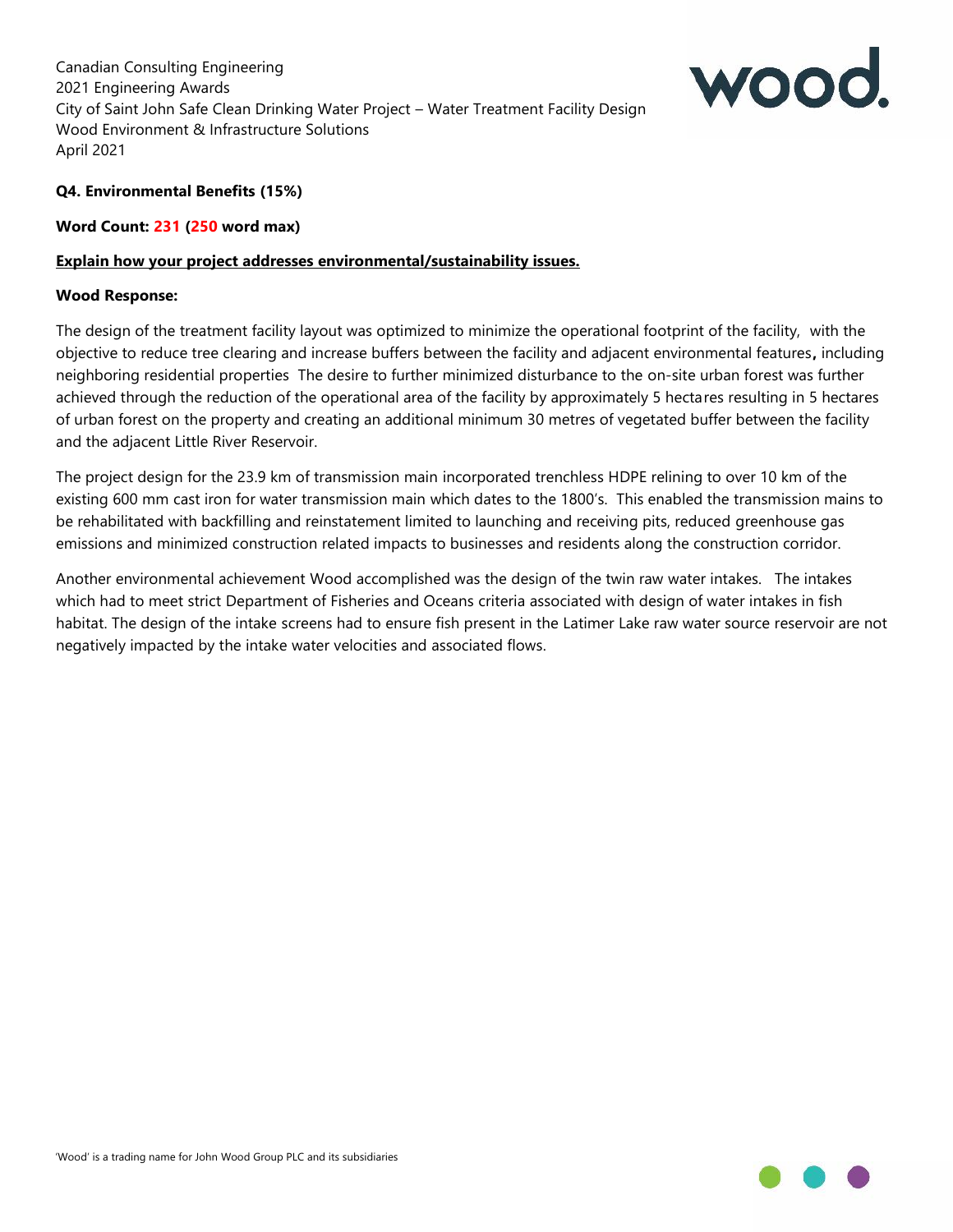Canadian Consulting Engineering
2021 Engineering Awards
City of Saint John Safe Clean Drinking Water Project – Water Treatment Facility Design
Wood Environment & Infrastructure Solutions
April 2021

**Q4. Environmental Benefits (15%)**

**Word Count: 231 (250 word max)**

**Explain how your project addresses environmental/sustainability issues.**

**Wood Response:**

The design of the treatment facility layout was optimized to minimize the operational footprint of the facility, with the objective to reduce tree clearing and increase buffers between the facility and adjacent environmental features, including neighboring residential properties The desire to further minimized disturbance to the on-site urban forest was further achieved through the reduction of the operational area of the facility by approximately 5 hectares resulting in 5 hectares of urban forest on the property and creating an additional minimum 30 metres of vegetated buffer between the facility and the adjacent Little River Reservoir.

The project design for the 23.9 km of transmission main incorporated trenchless HDPE relining to over 10 km of the existing 600 mm cast iron for water transmission main which dates to the 1800's. This enabled the transmission mains to be rehabilitated with backfilling and reinstatement limited to launching and receiving pits, reduced greenhouse gas emissions and minimized construction related impacts to businesses and residents along the construction corridor.

Another environmental achievement Wood accomplished was the design of the twin raw water intakes. The intakes which had to meet strict Department of Fisheries and Oceans criteria associated with design of water intakes in fish habitat. The design of the intake screens had to ensure fish present in the Latimer Lake raw water source reservoir are not negatively impacted by the intake water velocities and associated flows.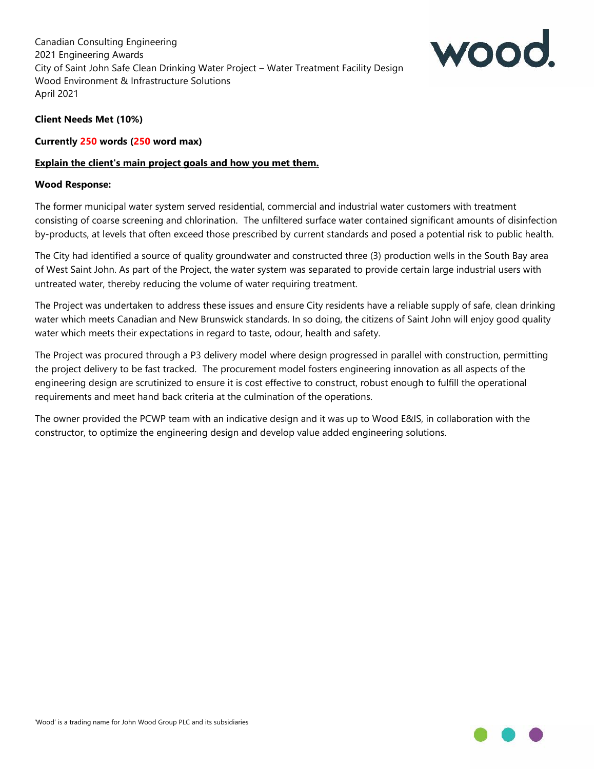Canadian Consulting Engineering
2021 Engineering Awards
City of Saint John Safe Clean Drinking Water Project – Water Treatment Facility Design
Wood Environment & Infrastructure Solutions
April 2021

**Client Needs Met (10%)**

**Currently 250 words (250 word max)**

**Explain the client's main project goals and how you met them.**

**Wood Response:**

The former municipal water system served residential, commercial and industrial water customers with treatment consisting of coarse screening and chlorination. The unfiltered surface water contained significant amounts of disinfection by-products, at levels that often exceed those prescribed by current standards and posed a potential risk to public health.

The City had identified a source of quality groundwater and constructed three (3) production wells in the South Bay area of West Saint John. As part of the Project, the water system was separated to provide certain large industrial users with untreated water, thereby reducing the volume of water requiring treatment.

The Project was undertaken to address these issues and ensure City residents have a reliable supply of safe, clean drinking water which meets Canadian and New Brunswick standards. In so doing, the citizens of Saint John will enjoy good quality water which meets their expectations in regard to taste, odour, health and safety.

The Project was procured through a P3 delivery model where design progressed in parallel with construction, permitting the project delivery to be fast tracked. The procurement model fosters engineering innovation as all aspects of the engineering design are scrutinized to ensure it is cost effective to construct, robust enough to fulfill the operational requirements and meet hand back criteria at the culmination of the operations.

The owner provided the PCWP team with an indicative design and it was up to Wood E&IS, in collaboration with the constructor, to optimize the engineering design and develop value added engineering solutions.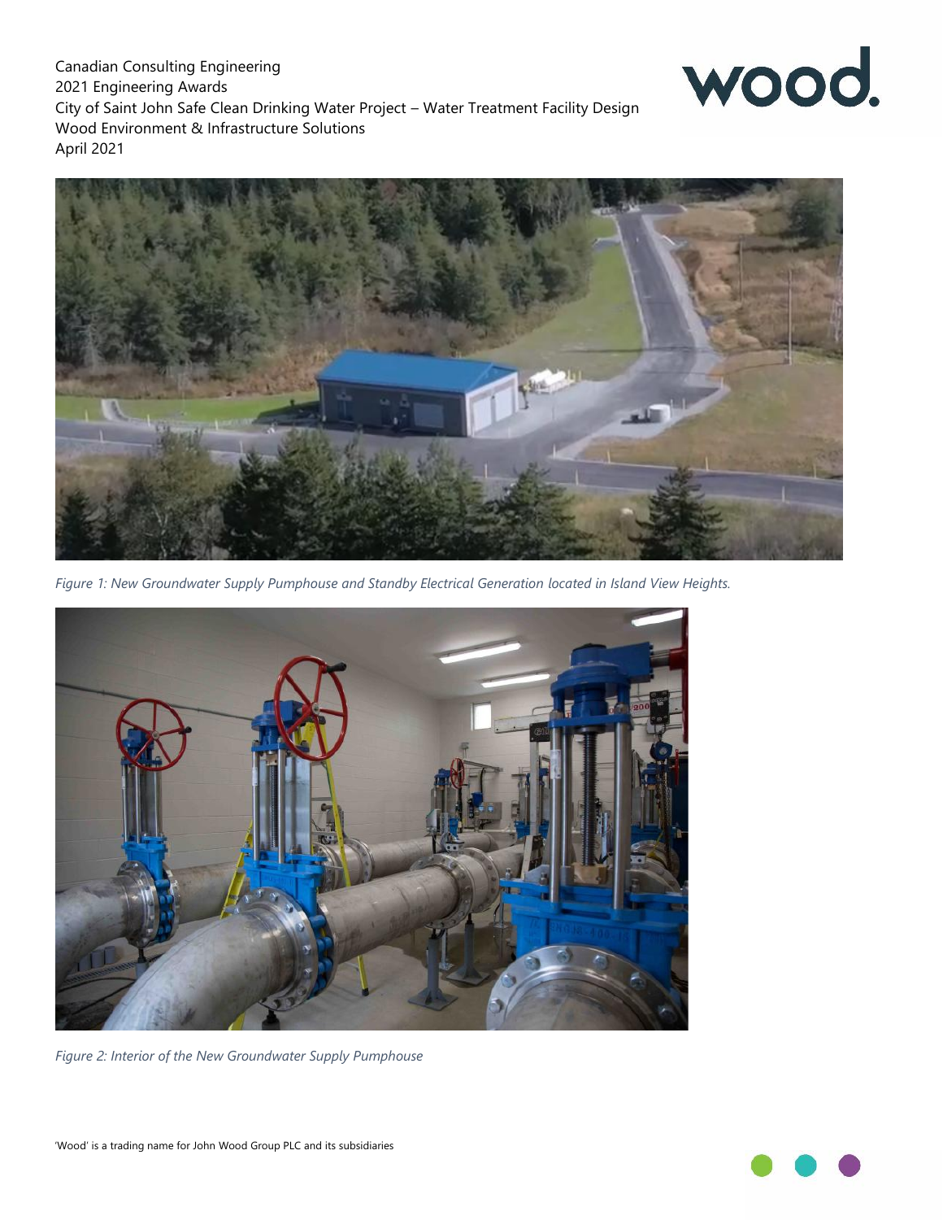*Figure 1: New Groundwater Supply Pumphouse and Standby Electrical Generation located in Island View Heights.*

*Figure 2: Interior of the New Groundwater Supply Pumphouse*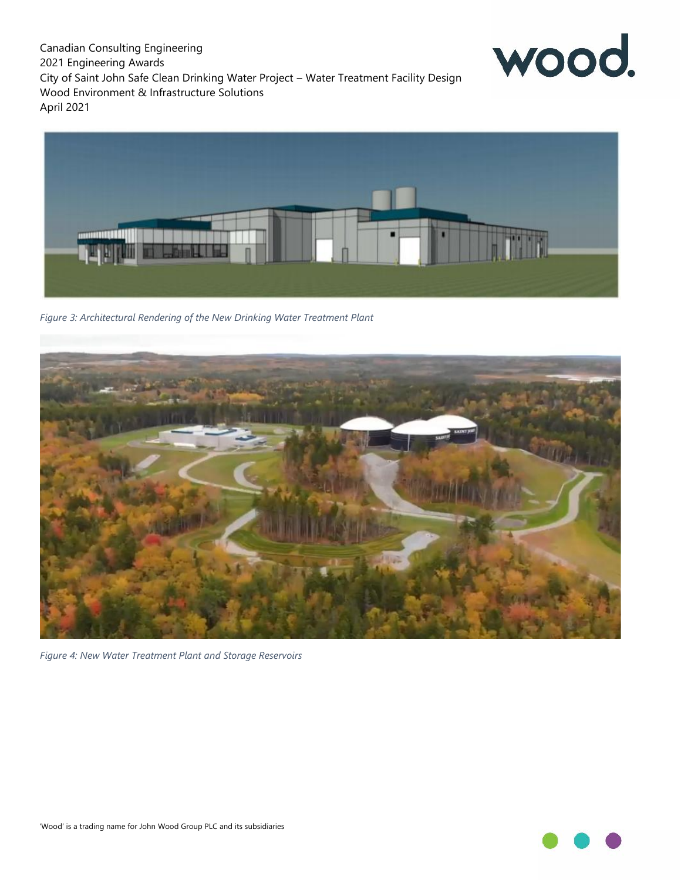*Figure 3: Architectural Rendering of the New Drinking Water Treatment Plant*

*Figure 4: New Water Treatment Plant and Storage Reservoirs*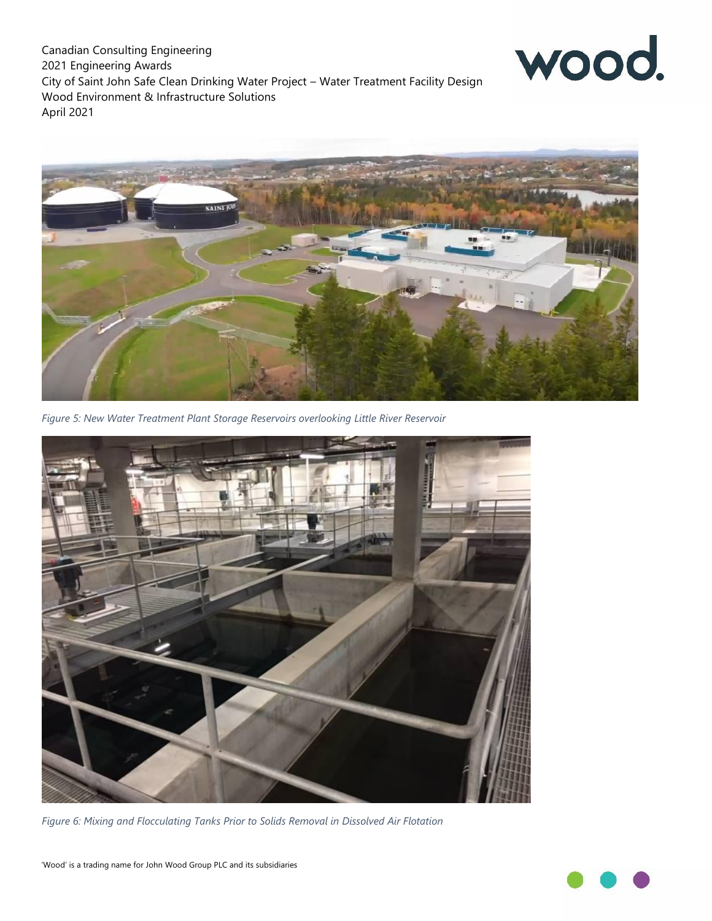*Figure 5: New Water Treatment Plant Storage Reservoirs overlooking Little River Reservoir*

*Figure 6: Mixing and Flocculating Tanks Prior to Solids Removal in Dissolved Air Flotation*